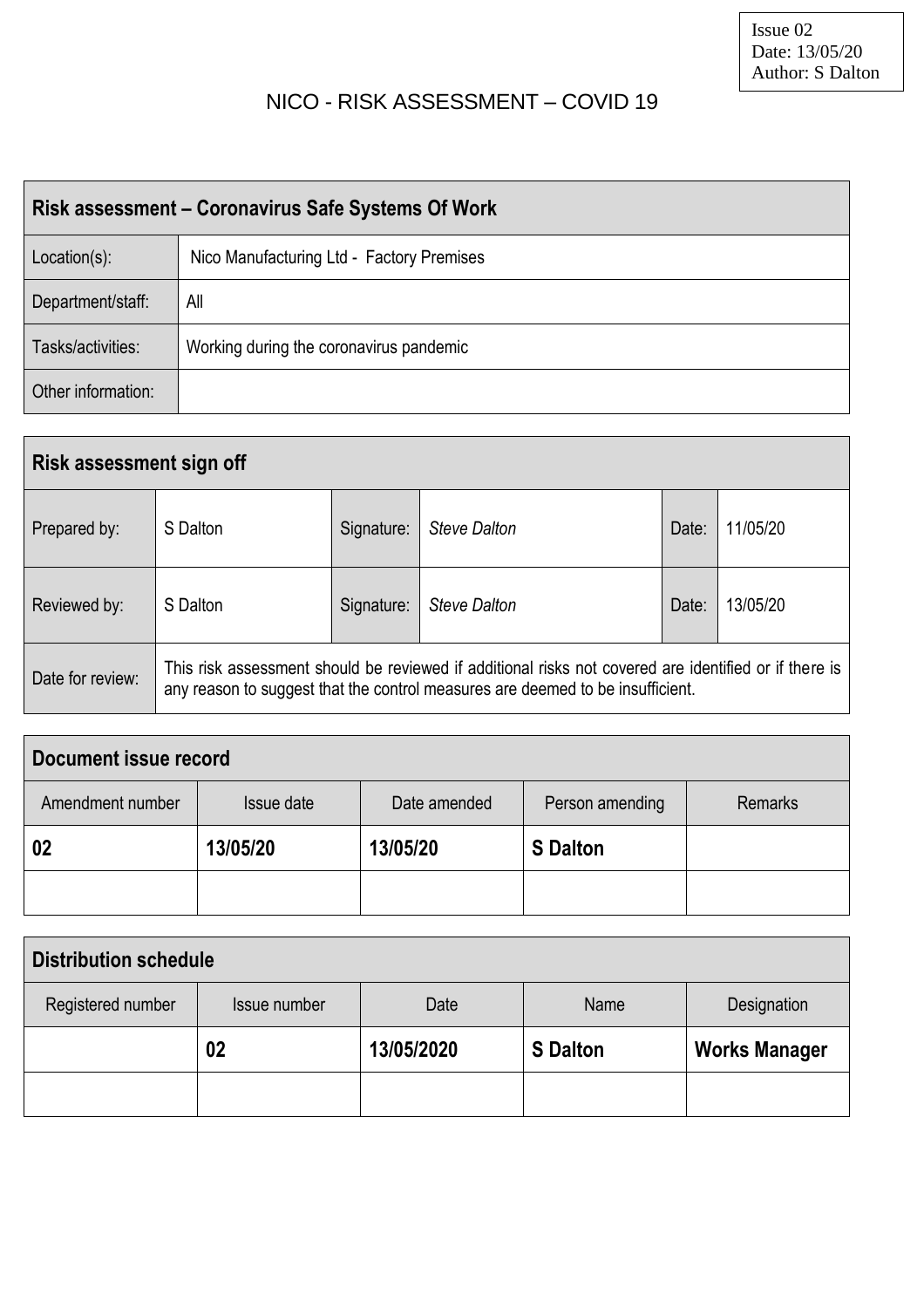Issue 02
Date: 13/05/20
Author: S Dalton

# NICO - RISK ASSESSMENT – COVID 19

| **Risk assessment – Coronavirus Safe Systems Of Work** | |
|---|---|
| Location(s): | Nico Manufacturing Ltd - Factory Premises |
| Department/staff: | All |
| Tasks/activities: | Working during the coronavirus pandemic |
| Other information: | |

| **Risk assessment sign off** | | | | | |
|---|---|---|---|---|---|
| Prepared by: | S Dalton | Signature: | *Steve Dalton* | Date: | 11/05/20 |
| Reviewed by: | S Dalton | Signature: | *Steve Dalton* | Date: | 13/05/20 |
| Date for review: | This risk assessment should be reviewed if additional risks not covered are identified or if there is any reason to suggest that the control measures are deemed to be insufficient. | | | | |

| **Document issue record** | | | | |
|---|---|---|---|---|
| Amendment number | Issue date | Date amended | Person amending | Remarks |
| **02** | **13/05/20** | **13/05/20** | **S Dalton** | |
| | | | | |

| **Distribution schedule** | | | | |
|---|---|---|---|---|
| Registered number | Issue number | Date | Name | Designation |
| | **02** | **13/05/2020** | **S Dalton** | **Works Manager** |
| | | | | |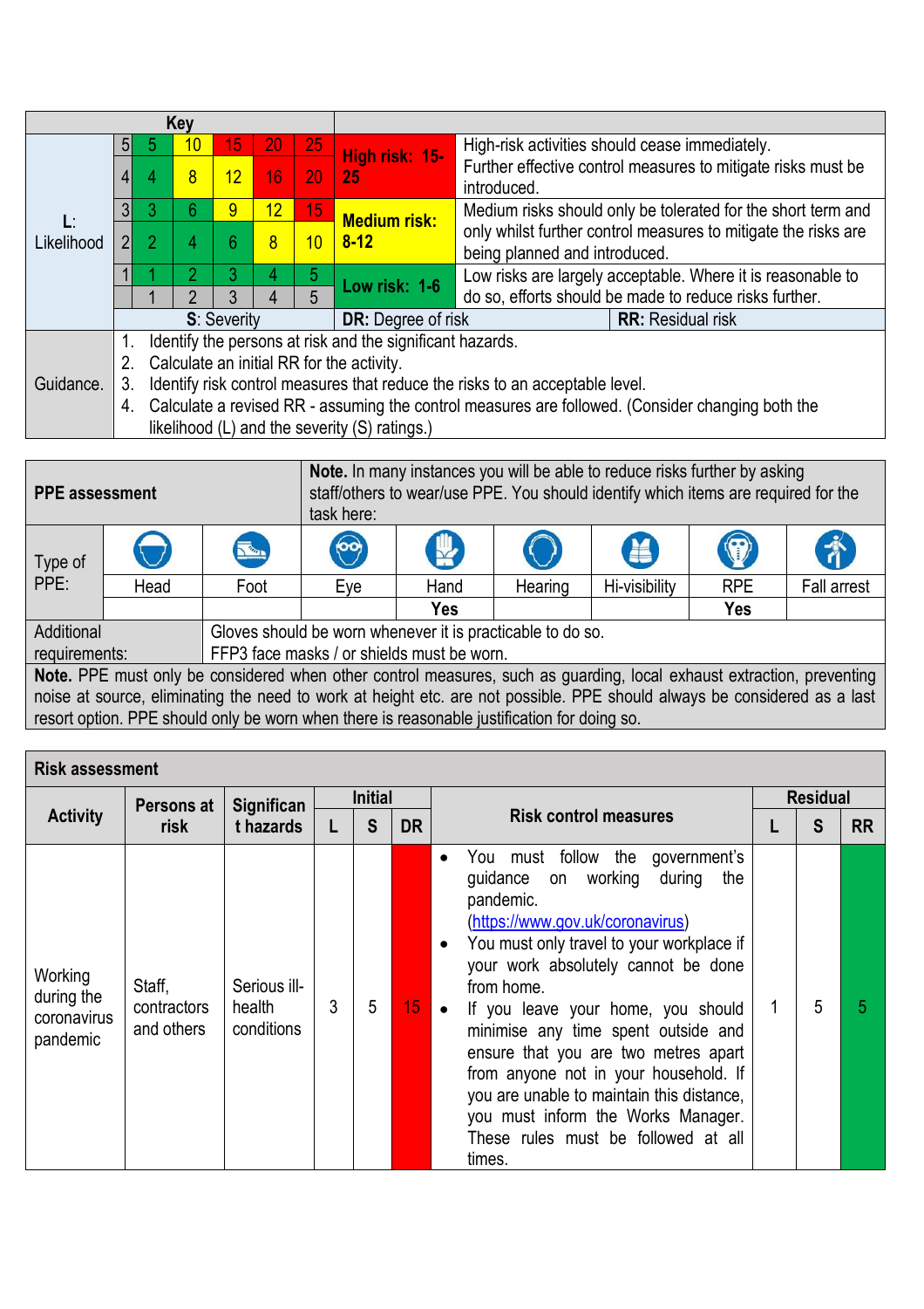| Key | | | | | | | | |
|---|---|---|---|---|---|---|---|---|
| **L**: Likelihood | 5 | 5 | 10 | 15 | 20 | 25 | **High risk: 15-25** | High-risk activities should cease immediately. Further effective control measures to mitigate risks must be introduced. |
| | 4 | 4 | 8 | 12 | 16 | 20 | | |
| | 3 | 3 | 6 | 9 | 12 | 15 | **Medium risk: 8-12** | Medium risks should only be tolerated for the short term and only whilst further control measures to mitigate the risks are being planned and introduced. |
| | 2 | 2 | 4 | 6 | 8 | 10 | | |
| | 1 | 1 | 2 | 3 | 4 | 5 | **Low risk: 1-6** | Low risks are largely acceptable. Where it is reasonable to do so, efforts should be made to reduce risks further. |
| | | 1 | 2 | 3 | 4 | 5 | | |
| | **S**: Severity | | | | | | **DR:** Degree of risk | **RR:** Residual risk |

**Guidance.**

1. Identify the persons at risk and the significant hazards.
2. Calculate an initial RR for the activity.
3. Identify risk control measures that reduce the risks to an acceptable level.
4. Calculate a revised RR - assuming the control measures are followed. (Consider changing both the likelihood (L) and the severity (S) ratings.)

| **PPE assessment** | | | **Note.** In many instances you will be able to reduce risks further by asking staff/others to wear/use PPE. You should identify which items are required for the task here: | | | | |
|---|---|---|---|---|---|---|---|
| Type of PPE: | Head | Foot | Eye | Hand | Hearing | Hi-visibility | RPE | Fall arrest |
| | | | | Yes | | | Yes | |

| Additional requirements: | Gloves should be worn whenever it is practicable to do so. FFP3 face masks / or shields must be worn. |
|---|---|

**Note.** PPE must only be considered when other control measures, such as guarding, local exhaust extraction, preventing noise at source, eliminating the need to work at height etc. are not possible. PPE should always be considered as a last resort option. PPE should only be worn when there is reasonable justification for doing so.

## Risk assessment

| Activity | Persons at risk | Significant hazards | Initial L | Initial S | Initial DR | Risk control measures | Residual L | Residual S | Residual RR |
|---|---|---|---|---|---|---|---|---|---|
| Working during the coronavirus pandemic | Staff, contractors and others | Serious ill-health conditions | 3 | 5 | 15 | • You must follow the government's guidance on working during the pandemic. (https://www.gov.uk/coronavirus) <br>• You must only travel to your workplace if your work absolutely cannot be done from home. <br>• If you leave your home, you should minimise any time spent outside and ensure that you are two metres apart from anyone not in your household. If you are unable to maintain this distance, you must inform the Works Manager. These rules must be followed at all times. | 1 | 5 | 5 |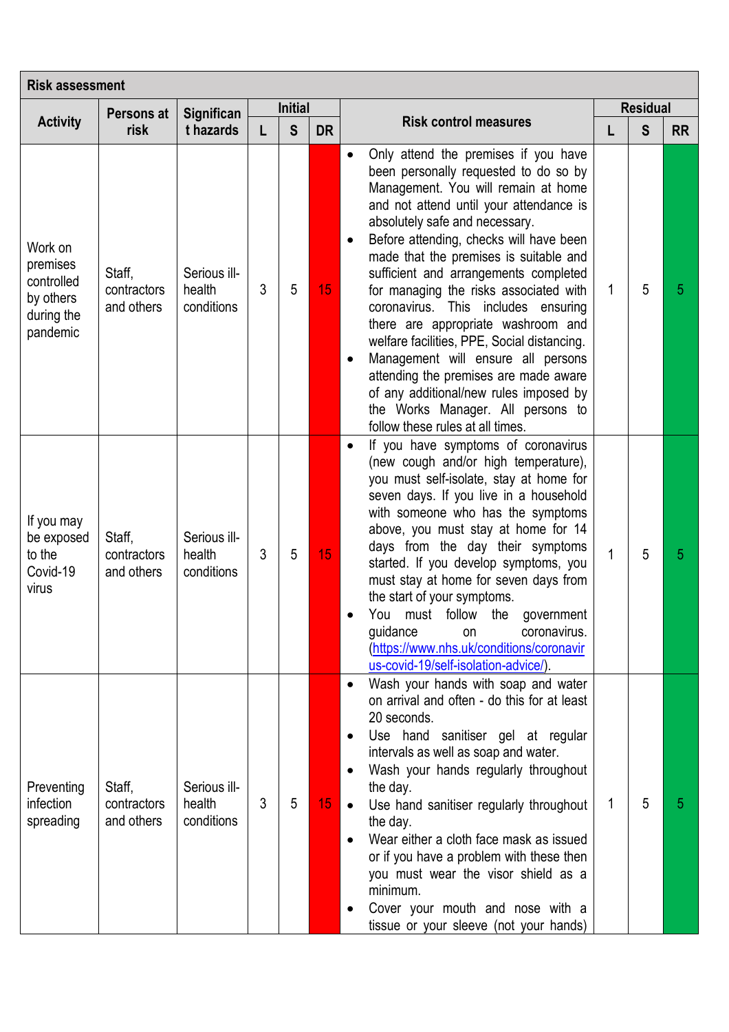| Risk assessment | | | | | | | | | | |
|---|---|---|---|---|---|---|---|---|---|---|
| Activity | Persons at risk | Significant hazards | Initial | | | Risk control measures | Residual | | |
| | | | L | S | DR | | L | S | RR |
| Work on premises controlled by others during the pandemic | Staff, contractors and others | Serious ill-health conditions | 3 | 5 | 15 | • Only attend the premises if you have been personally requested to do so by Management. You will remain at home and not attend until your attendance is absolutely safe and necessary.<br>• Before attending, checks will have been made that the premises is suitable and sufficient and arrangements completed for managing the risks associated with coronavirus. This includes ensuring there are appropriate washroom and welfare facilities, PPE, Social distancing.<br>• Management will ensure all persons attending the premises are made aware of any additional/new rules imposed by the Works Manager. All persons to follow these rules at all times. | 1 | 5 | 5 |
| If you may be exposed to the Covid-19 virus | Staff, contractors and others | Serious ill-health conditions | 3 | 5 | 15 | • If you have symptoms of coronavirus (new cough and/or high temperature), you must self-isolate, stay at home for seven days. If you live in a household with someone who has the symptoms above, you must stay at home for 14 days from the day their symptoms started. If you develop symptoms, you must stay at home for seven days from the start of your symptoms.<br>• You must follow the government guidance on coronavirus. (https://www.nhs.uk/conditions/coronavirus-covid-19/self-isolation-advice/). | 1 | 5 | 5 |
| Preventing infection spreading | Staff, contractors and others | Serious ill-health conditions | 3 | 5 | 15 | • Wash your hands with soap and water on arrival and often - do this for at least 20 seconds.<br>• Use hand sanitiser gel at regular intervals as well as soap and water.<br>• Wash your hands regularly throughout the day.<br>• Use hand sanitiser regularly throughout the day.<br>• Wear either a cloth face mask as issued or if you have a problem with these then you must wear the visor shield as a minimum.<br>• Cover your mouth and nose with a tissue or your sleeve (not your hands) | 1 | 5 | 5 |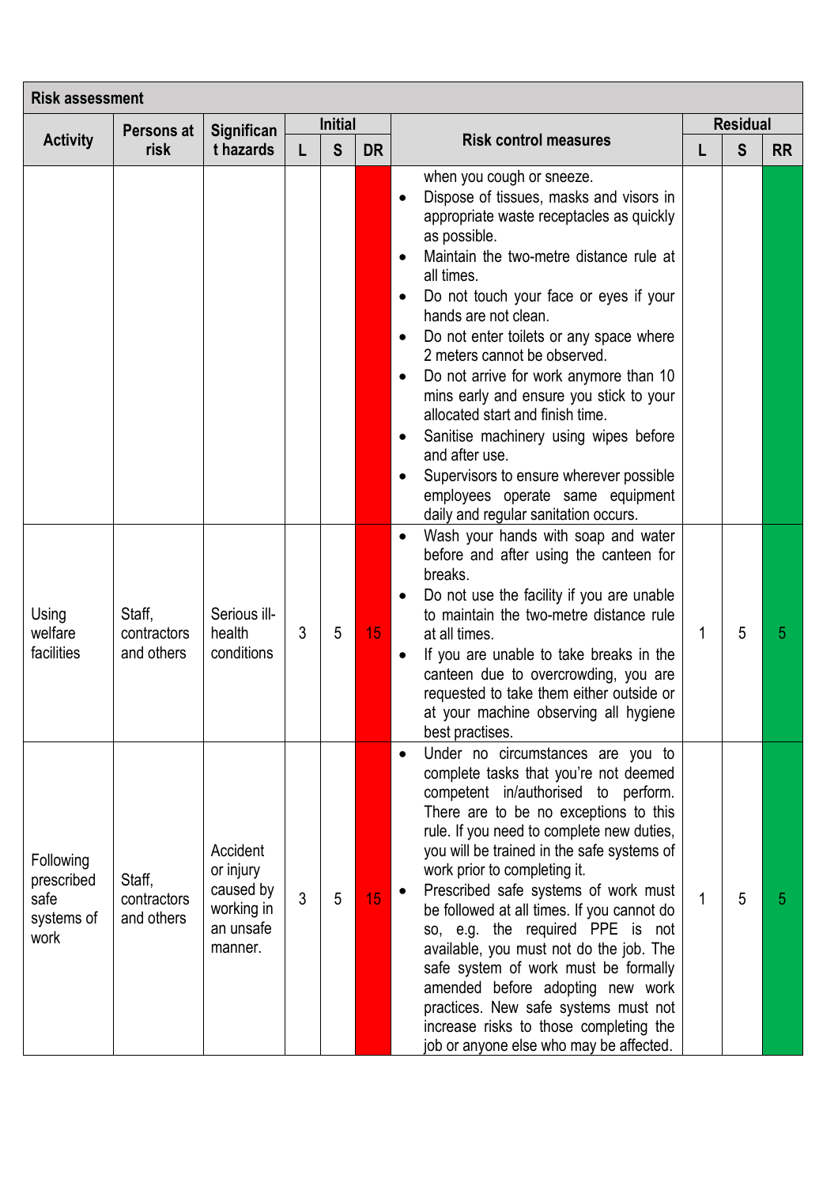| Risk assessment | | | | | | | | | | |
|---|---|---|---|---|---|---|---|---|---|---|
| Activity | Persons at risk | Significant hazards | Initial | | | Risk control measures | Residual | | |
| | | | L | S | DR | | L | S | RR |
| | | | | | | when you cough or sneeze.<br>• Dispose of tissues, masks and visors in appropriate waste receptacles as quickly as possible.<br>• Maintain the two-metre distance rule at all times.<br>• Do not touch your face or eyes if your hands are not clean.<br>• Do not enter toilets or any space where 2 meters cannot be observed.<br>• Do not arrive for work anymore than 10 mins early and ensure you stick to your allocated start and finish time.<br>• Sanitise machinery using wipes before and after use.<br>• Supervisors to ensure wherever possible employees operate same equipment daily and regular sanitation occurs. | | | |
| Using welfare facilities | Staff, contractors and others | Serious ill-health conditions | 3 | 5 | 15 | • Wash your hands with soap and water before and after using the canteen for breaks.<br>• Do not use the facility if you are unable to maintain the two-metre distance rule at all times.<br>• If you are unable to take breaks in the canteen due to overcrowding, you are requested to take them either outside or at your machine observing all hygiene best practises. | 1 | 5 | 5 |
| Following prescribed safe systems of work | Staff, contractors and others | Accident or injury caused by working in an unsafe manner. | 3 | 5 | 15 | • Under no circumstances are you to complete tasks that you're not deemed competent in/authorised to perform. There are to be no exceptions to this rule. If you need to complete new duties, you will be trained in the safe systems of work prior to completing it.<br>• Prescribed safe systems of work must be followed at all times. If you cannot do so, e.g. the required PPE is not available, you must not do the job. The safe system of work must be formally amended before adopting new work practices. New safe systems must not increase risks to those completing the job or anyone else who may be affected. | 1 | 5 | 5 |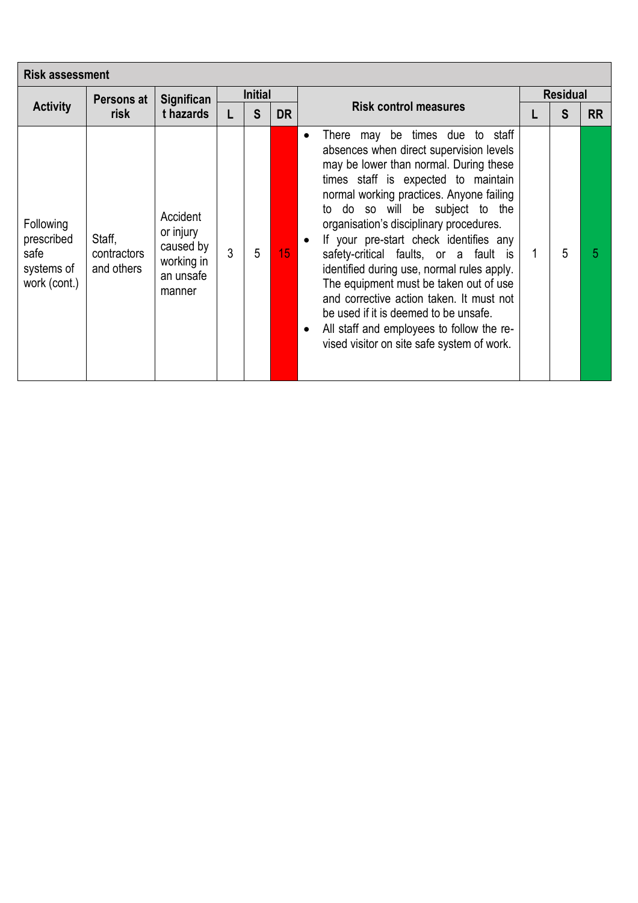| Risk assessment | | | | | | | | | | |
|---|---|---|---|---|---|---|---|---|---|---|
| Activity | Persons at risk | Significant hazards | Initial | | | Risk control measures | Residual | | |
| | | | L | S | DR | | L | S | RR |
| Following prescribed safe systems of work (cont.) | Staff, contractors and others | Accident or injury caused by working in an unsafe manner | 3 | 5 | 15 | • There may be times due to staff absences when direct supervision levels may be lower than normal. During these times staff is expected to maintain normal working practices. Anyone failing to do so will be subject to the organisation's disciplinary procedures.<br>• If your pre-start check identifies any safety-critical faults, or a fault is identified during use, normal rules apply. The equipment must be taken out of use and corrective action taken. It must not be used if it is deemed to be unsafe.<br>• All staff and employees to follow the re-vised visitor on site safe system of work. | 1 | 5 | 5 |